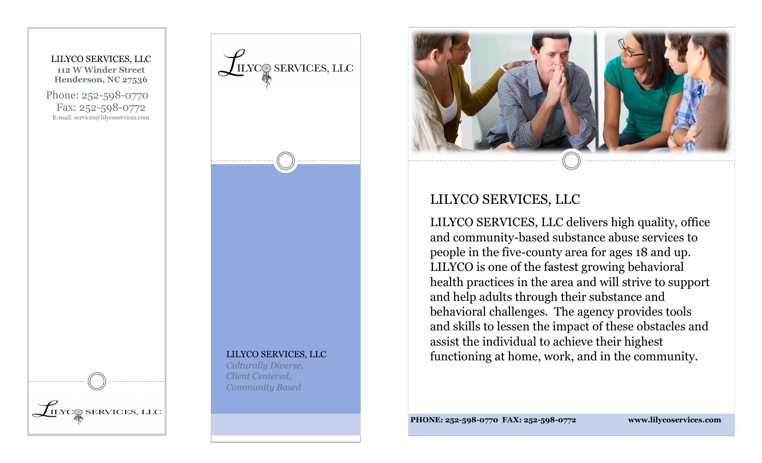LILYCO SERVICES, LLC
**112 W Winder Street**
**Henderson, NC 27536**

Phone: 252-598-0770
Fax: 252-598-0772
E-mail: services@lilycoservices.com

LILYCO SERVICES, LLC

LILYCO SERVICES, LLC

LILYCO SERVICES, LLC
*Culturally Diverse,*
*Client Centered,*
*Community Based*

## LILYCO SERVICES, LLC

LILYCO SERVICES, LLC delivers high quality, office and community-based substance abuse services to people in the five-county area for ages 18 and up. LILYCO is one of the fastest growing behavioral health practices in the area and will strive to support and help adults through their substance and behavioral challenges. The agency provides tools and skills to lessen the impact of these obstacles and assist the individual to achieve their highest functioning at home, work, and in the community.

**PHONE: 252-598-0770 FAX: 252-598-0772** **www.lilycoservices.com**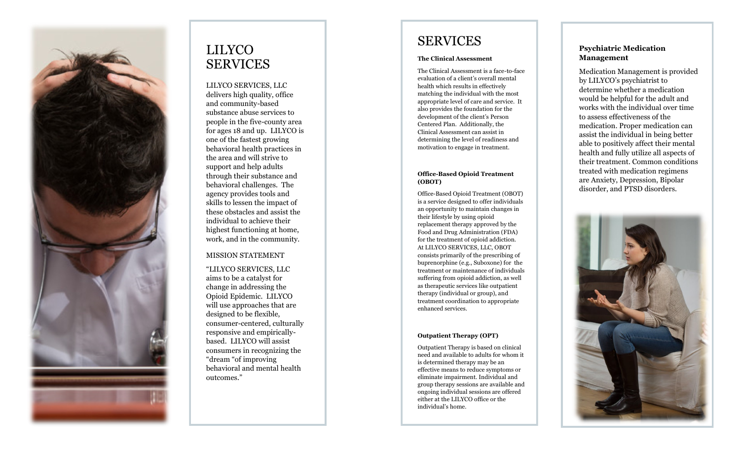# LILYCO SERVICES

LILYCO SERVICES, LLC delivers high quality, office and community-based substance abuse services to people in the five-county area for ages 18 and up. LILYCO is one of the fastest growing behavioral health practices in the area and will strive to support and help adults through their substance and behavioral challenges. The agency provides tools and skills to lessen the impact of these obstacles and assist the individual to achieve their highest functioning at home, work, and in the community.

MISSION STATEMENT

"LILYCO SERVICES, LLC aims to be a catalyst for change in addressing the Opioid Epidemic. LILYCO will use approaches that are designed to be flexible, consumer-centered, culturally responsive and empirically-based. LILYCO will assist consumers in recognizing the "dream "of improving behavioral and mental health outcomes."

# SERVICES

**The Clinical Assessment**

The Clinical Assessment is a face-to-face evaluation of a client's overall mental health which results in effectively matching the individual with the most appropriate level of care and service. It also provides the foundation for the development of the client's Person Centered Plan. Additionally, the Clinical Assessment can assist in determining the level of readiness and motivation to engage in treatment.

**Office-Based Opioid Treatment (OBOT)**

Office-Based Opioid Treatment (OBOT) is a service designed to offer individuals an opportunity to maintain changes in their lifestyle by using opioid replacement therapy approved by the Food and Drug Administration (FDA) for the treatment of opioid addiction. At LILYCO SERVICES, LLC, OBOT consists primarily of the prescribing of buprenorphine (e.g., Suboxone) for the treatment or maintenance of individuals suffering from opioid addiction, as well as therapeutic services like outpatient therapy (individual or group), and treatment coordination to appropriate enhanced services.

**Outpatient Therapy (OPT)**

Outpatient Therapy is based on clinical need and available to adults for whom it is determined therapy may be an effective means to reduce symptoms or eliminate impairment. Individual and group therapy sessions are available and ongoing individual sessions are offered either at the LILYCO office or the individual's home.

**Psychiatric Medication Management**

Medication Management is provided by LILYCO's psychiatrist to determine whether a medication would be helpful for the adult and works with the individual over time to assess effectiveness of the medication. Proper medication can assist the individual in being better able to positively affect their mental health and fully utilize all aspects of their treatment. Common conditions treated with medication regimens are Anxiety, Depression, Bipolar disorder, and PTSD disorders.